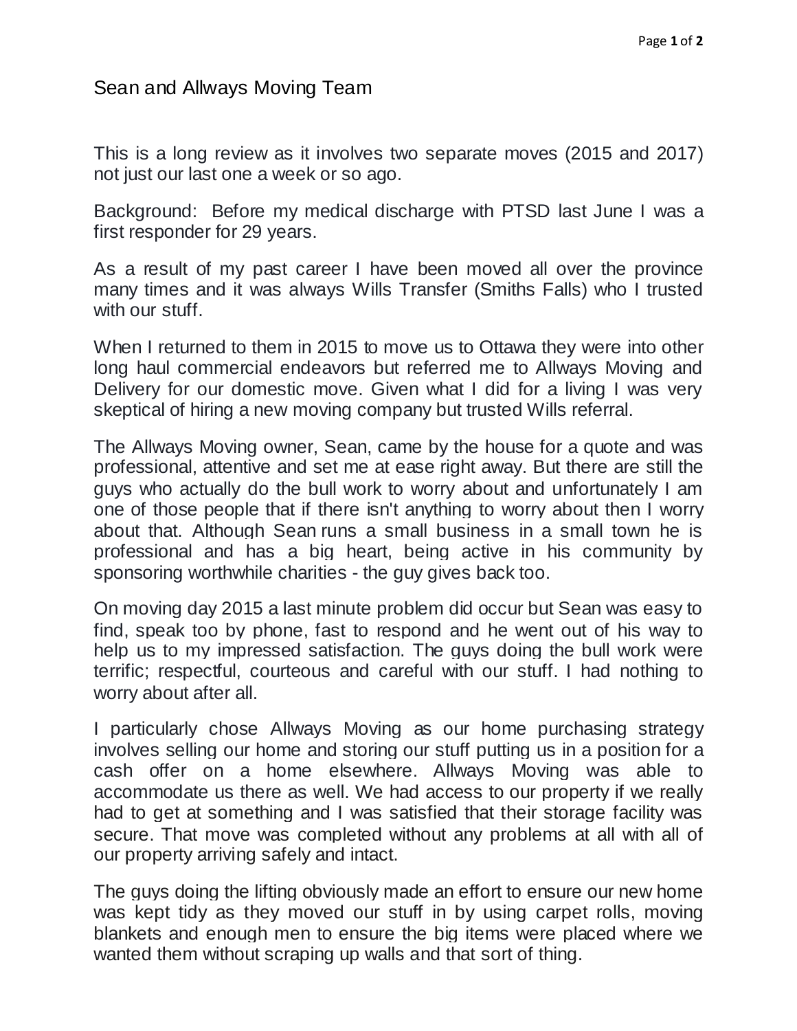# Sean and Allways Moving Team

This is a long review as it involves two separate moves (2015 and 2017) not just our last one a week or so ago.

Background: Before my medical discharge with PTSD last June I was a first responder for 29 years.

As a result of my past career I have been moved all over the province many times and it was always Wills Transfer (Smiths Falls) who I trusted with our stuff.

When I returned to them in 2015 to move us to Ottawa they were into other long haul commercial endeavors but referred me to Allways Moving and Delivery for our domestic move. Given what I did for a living I was very skeptical of hiring a new moving company but trusted Wills referral.

The Allways Moving owner, Sean, came by the house for a quote and was professional, attentive and set me at ease right away. But there are still the guys who actually do the bull work to worry about and unfortunately I am one of those people that if there isn't anything to worry about then I worry about that. Although Sean runs a small business in a small town he is professional and has a big heart, being active in his community by sponsoring worthwhile charities - the guy gives back too.

On moving day 2015 a last minute problem did occur but Sean was easy to find, speak too by phone, fast to respond and he went out of his way to help us to my impressed satisfaction. The guys doing the bull work were terrific; respectful, courteous and careful with our stuff. I had nothing to worry about after all.

I particularly chose Allways Moving as our home purchasing strategy involves selling our home and storing our stuff putting us in a position for a cash offer on a home elsewhere. Allways Moving was able to accommodate us there as well. We had access to our property if we really had to get at something and I was satisfied that their storage facility was secure. That move was completed without any problems at all with all of our property arriving safely and intact.

The guys doing the lifting obviously made an effort to ensure our new home was kept tidy as they moved our stuff in by using carpet rolls, moving blankets and enough men to ensure the big items were placed where we wanted them without scraping up walls and that sort of thing.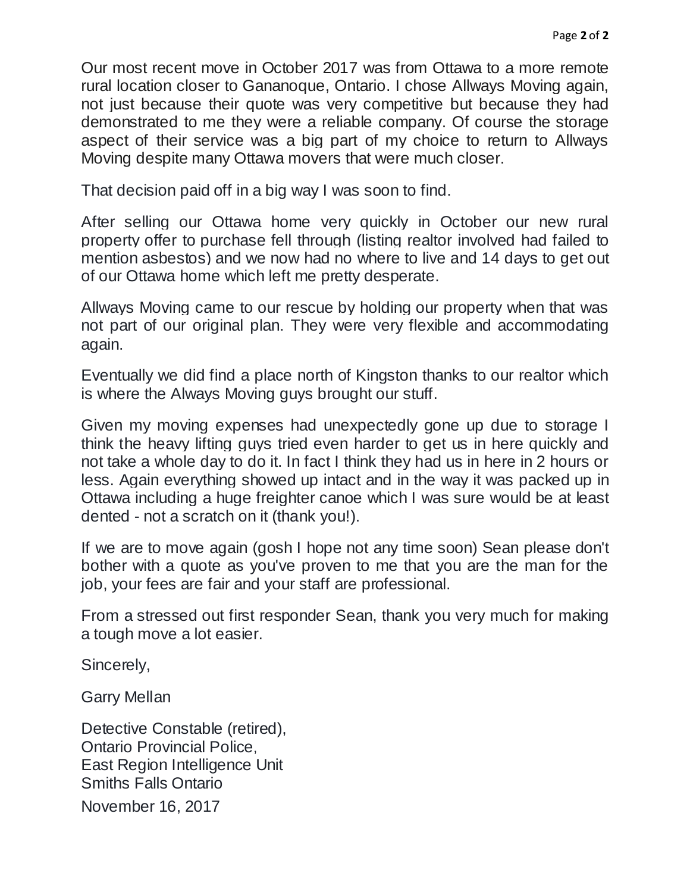Our most recent move in October 2017 was from Ottawa to a more remote rural location closer to Gananoque, Ontario. I chose Allways Moving again, not just because their quote was very competitive but because they had demonstrated to me they were a reliable company. Of course the storage aspect of their service was a big part of my choice to return to Allways Moving despite many Ottawa movers that were much closer.

That decision paid off in a big way I was soon to find.

After selling our Ottawa home very quickly in October our new rural property offer to purchase fell through (listing realtor involved had failed to mention asbestos) and we now had no where to live and 14 days to get out of our Ottawa home which left me pretty desperate.

Allways Moving came to our rescue by holding our property when that was not part of our original plan. They were very flexible and accommodating again.

Eventually we did find a place north of Kingston thanks to our realtor which is where the Always Moving guys brought our stuff.

Given my moving expenses had unexpectedly gone up due to storage I think the heavy lifting guys tried even harder to get us in here quickly and not take a whole day to do it. In fact I think they had us in here in 2 hours or less. Again everything showed up intact and in the way it was packed up in Ottawa including a huge freighter canoe which I was sure would be at least dented - not a scratch on it (thank you!).

If we are to move again (gosh I hope not any time soon) Sean please don't bother with a quote as you've proven to me that you are the man for the job, your fees are fair and your staff are professional.

From a stressed out first responder Sean, thank you very much for making a tough move a lot easier.

Sincerely,

Garry Mellan

Detective Constable (retired),
Ontario Provincial Police,
East Region Intelligence Unit
Smiths Falls Ontario
November 16, 2017